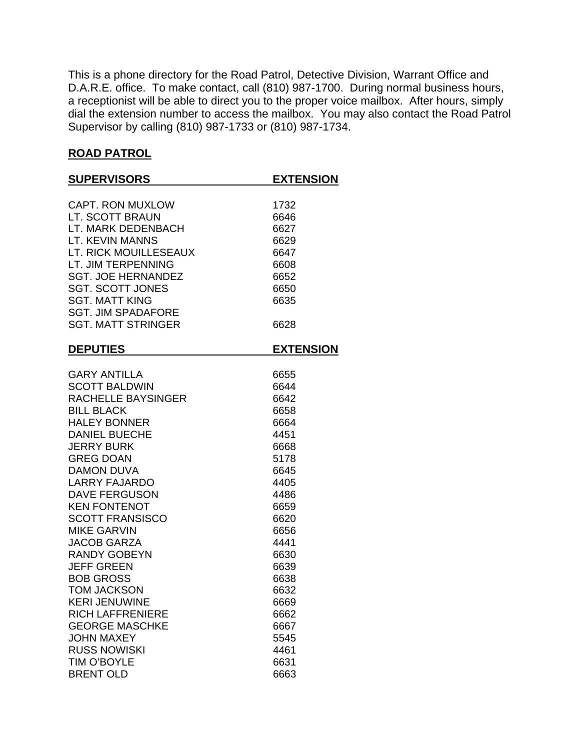This is a phone directory for the Road Patrol, Detective Division, Warrant Office and D.A.R.E. office. To make contact, call (810) 987-1700. During normal business hours, a receptionist will be able to direct you to the proper voice mailbox. After hours, simply dial the extension number to access the mailbox. You may also contact the Road Patrol Supervisor by calling (810) 987-1733 or (810) 987-1734.

## ROAD PATROL

| SUPERVISORS | EXTENSION |
|---|---|
| CAPT. RON MUXLOW | 1732 |
| LT. SCOTT BRAUN | 6646 |
| LT. MARK DEDENBACH | 6627 |
| LT. KEVIN MANNS | 6629 |
| LT. RICK MOUILLESEAUX | 6647 |
| LT. JIM TERPENNING | 6608 |
| SGT. JOE HERNANDEZ | 6652 |
| SGT. SCOTT JONES | 6650 |
| SGT. MATT KING | 6635 |
| SGT. JIM SPADAFORE | |
| SGT. MATT STRINGER | 6628 |

| DEPUTIES | EXTENSION |
|---|---|
| GARY ANTILLA | 6655 |
| SCOTT BALDWIN | 6644 |
| RACHELLE BAYSINGER | 6642 |
| BILL BLACK | 6658 |
| HALEY BONNER | 6664 |
| DANIEL BUECHE | 4451 |
| JERRY BURK | 6668 |
| GREG DOAN | 5178 |
| DAMON DUVA | 6645 |
| LARRY FAJARDO | 4405 |
| DAVE FERGUSON | 4486 |
| KEN FONTENOT | 6659 |
| SCOTT FRANSISCO | 6620 |
| MIKE GARVIN | 6656 |
| JACOB GARZA | 4441 |
| RANDY GOBEYN | 6630 |
| JEFF GREEN | 6639 |
| BOB GROSS | 6638 |
| TOM JACKSON | 6632 |
| KERI JENUWINE | 6669 |
| RICH LAFFRENIERE | 6662 |
| GEORGE MASCHKE | 6667 |
| JOHN MAXEY | 5545 |
| RUSS NOWISKI | 4461 |
| TIM O'BOYLE | 6631 |
| BRENT OLD | 6663 |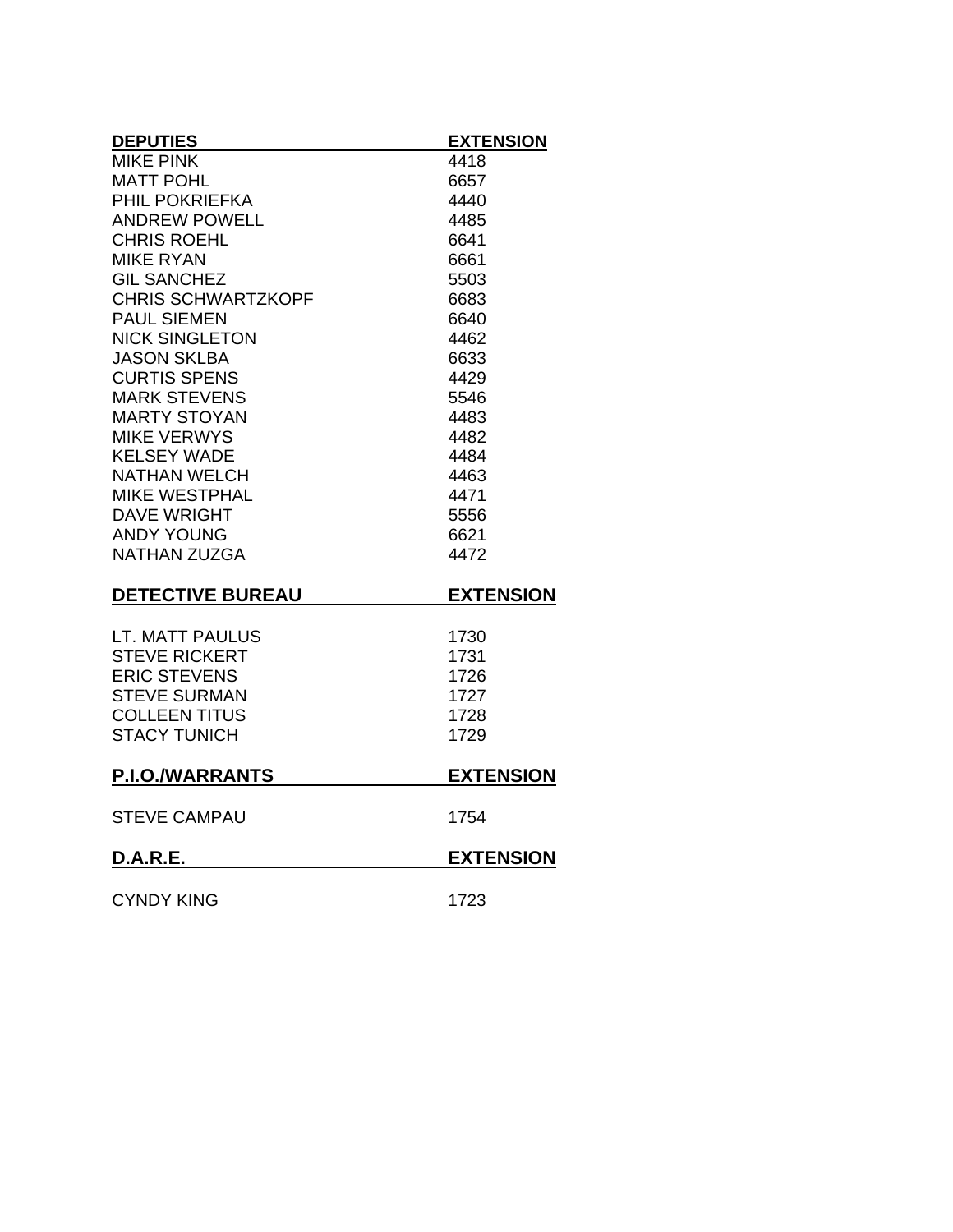| DEPUTIES | EXTENSION |
|---|---|
| MIKE PINK | 4418 |
| MATT POHL | 6657 |
| PHIL POKRIEFKA | 4440 |
| ANDREW POWELL | 4485 |
| CHRIS ROEHL | 6641 |
| MIKE RYAN | 6661 |
| GIL SANCHEZ | 5503 |
| CHRIS SCHWARTZKOPF | 6683 |
| PAUL SIEMEN | 6640 |
| NICK SINGLETON | 4462 |
| JASON SKLBA | 6633 |
| CURTIS SPENS | 4429 |
| MARK STEVENS | 5546 |
| MARTY STOYAN | 4483 |
| MIKE VERWYS | 4482 |
| KELSEY WADE | 4484 |
| NATHAN WELCH | 4463 |
| MIKE WESTPHAL | 4471 |
| DAVE WRIGHT | 5556 |
| ANDY YOUNG | 6621 |
| NATHAN ZUZGA | 4472 |

| DETECTIVE BUREAU | EXTENSION |
|---|---|
| LT. MATT PAULUS | 1730 |
| STEVE RICKERT | 1731 |
| ERIC STEVENS | 1726 |
| STEVE SURMAN | 1727 |
| COLLEEN TITUS | 1728 |
| STACY TUNICH | 1729 |

| P.I.O./WARRANTS | EXTENSION |
|---|---|
| STEVE CAMPAU | 1754 |

| D.A.R.E. | EXTENSION |
|---|---|
| CYNDY KING | 1723 |